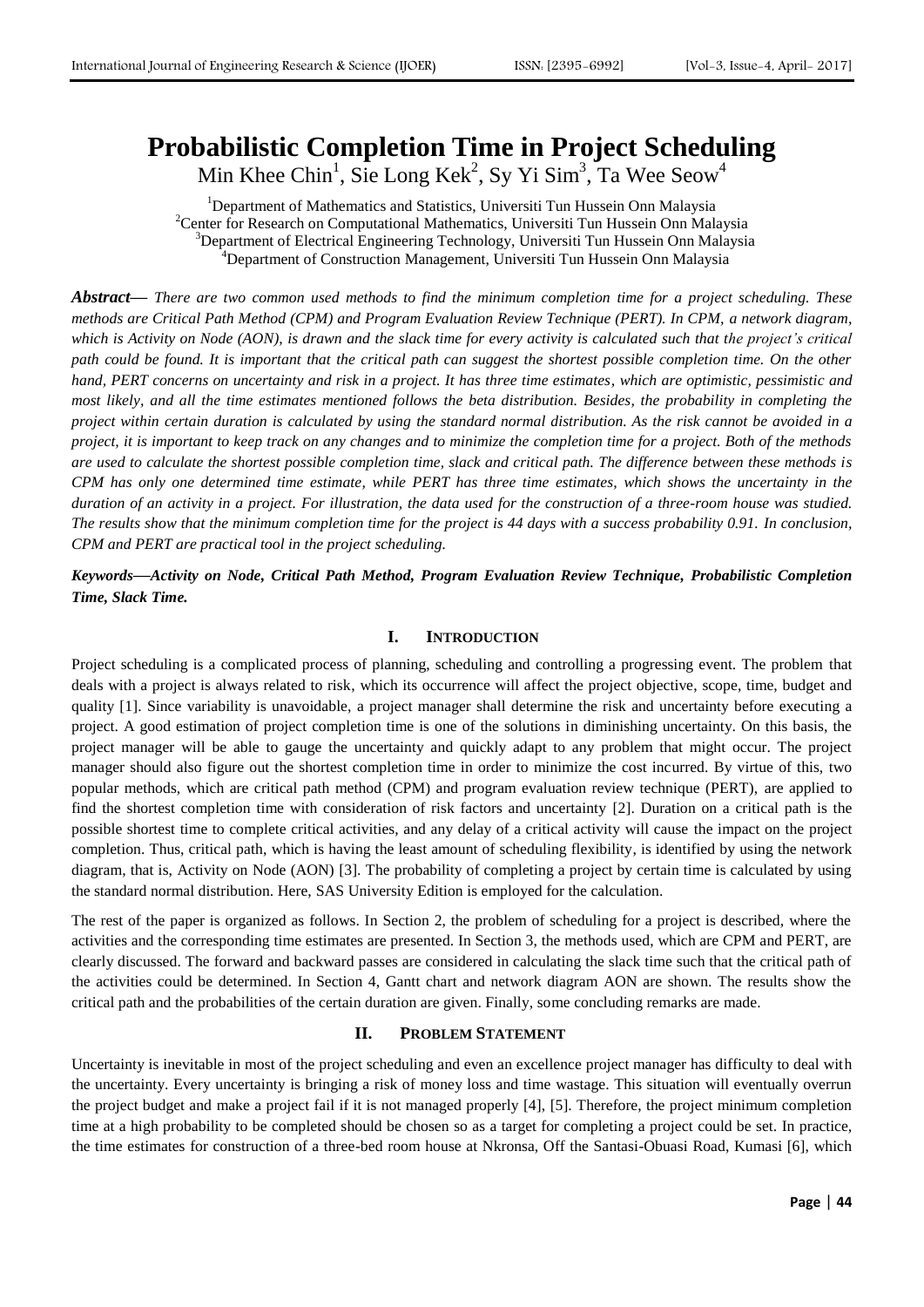# Probabilistic Completion Time in Project Scheduling

Min Khee Chin[1], Sie Long Kek[2], Sy Yi Sim[3], Ta Wee Seow[4]

[1]Department of Mathematics and Statistics, Universiti Tun Hussein Onn Malaysia
[2]Center for Research on Computational Mathematics, Universiti Tun Hussein Onn Malaysia
[3]Department of Electrical Engineering Technology, Universiti Tun Hussein Onn Malaysia
[4]Department of Construction Management, Universiti Tun Hussein Onn Malaysia

***Abstract***— *There are two common used methods to find the minimum completion time for a project scheduling. These methods are Critical Path Method (CPM) and Program Evaluation Review Technique (PERT). In CPM, a network diagram, which is Activity on Node (AON), is drawn and the slack time for every activity is calculated such that the project's critical path could be found. It is important that the critical path can suggest the shortest possible completion time. On the other hand, PERT concerns on uncertainty and risk in a project. It has three time estimates, which are optimistic, pessimistic and most likely, and all the time estimates mentioned follows the beta distribution. Besides, the probability in completing the project within certain duration is calculated by using the standard normal distribution. As the risk cannot be avoided in a project, it is important to keep track on any changes and to minimize the completion time for a project. Both of the methods are used to calculate the shortest possible completion time, slack and critical path. The difference between these methods is CPM has only one determined time estimate, while PERT has three time estimates, which shows the uncertainty in the duration of an activity in a project. For illustration, the data used for the construction of a three-room house was studied. The results show that the minimum completion time for the project is 44 days with a success probability 0.91. In conclusion, CPM and PERT are practical tool in the project scheduling.*

***Keywords*—*Activity on Node, Critical Path Method, Program Evaluation Review Technique, Probabilistic Completion Time, Slack Time.***

## I. INTRODUCTION

Project scheduling is a complicated process of planning, scheduling and controlling a progressing event. The problem that deals with a project is always related to risk, which its occurrence will affect the project objective, scope, time, budget and quality [1]. Since variability is unavoidable, a project manager shall determine the risk and uncertainty before executing a project. A good estimation of project completion time is one of the solutions in diminishing uncertainty. On this basis, the project manager will be able to gauge the uncertainty and quickly adapt to any problem that might occur. The project manager should also figure out the shortest completion time in order to minimize the cost incurred. By virtue of this, two popular methods, which are critical path method (CPM) and program evaluation review technique (PERT), are applied to find the shortest completion time with consideration of risk factors and uncertainty [2]. Duration on a critical path is the possible shortest time to complete critical activities, and any delay of a critical activity will cause the impact on the project completion. Thus, critical path, which is having the least amount of scheduling flexibility, is identified by using the network diagram, that is, Activity on Node (AON) [3]. The probability of completing a project by certain time is calculated by using the standard normal distribution. Here, SAS University Edition is employed for the calculation.

The rest of the paper is organized as follows. In Section 2, the problem of scheduling for a project is described, where the activities and the corresponding time estimates are presented. In Section 3, the methods used, which are CPM and PERT, are clearly discussed. The forward and backward passes are considered in calculating the slack time such that the critical path of the activities could be determined. In Section 4, Gantt chart and network diagram AON are shown. The results show the critical path and the probabilities of the certain duration are given. Finally, some concluding remarks are made.

## II. PROBLEM STATEMENT

Uncertainty is inevitable in most of the project scheduling and even an excellence project manager has difficulty to deal with the uncertainty. Every uncertainty is bringing a risk of money loss and time wastage. This situation will eventually overrun the project budget and make a project fail if it is not managed properly [4], [5]. Therefore, the project minimum completion time at a high probability to be completed should be chosen so as a target for completing a project could be set. In practice, the time estimates for construction of a three-bed room house at Nkronsa, Off the Santasi-Obuasi Road, Kumasi [6], which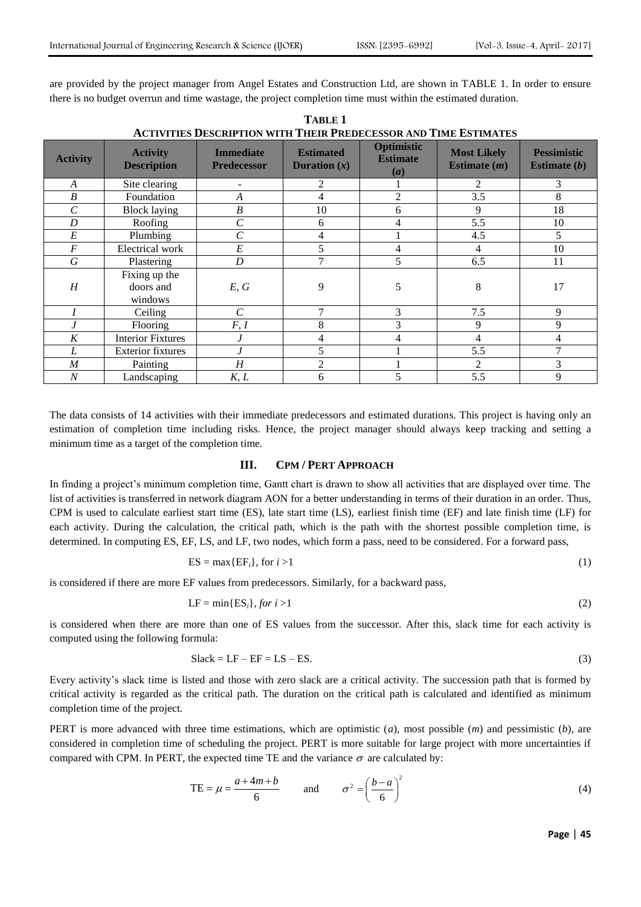are provided by the project manager from Angel Estates and Construction Ltd, are shown in TABLE 1. In order to ensure there is no budget overrun and time wastage, the project completion time must within the estimated duration.

**TABLE 1**
**ACTIVITIES DESCRIPTION WITH THEIR PREDECESSOR AND TIME ESTIMATES**

| Activity | Activity Description | Immediate Predecessor | Estimated Duration ($x$) | Optimistic Estimate ($a$) | Most Likely Estimate ($m$) | Pessimistic Estimate ($b$) |
|---|---|---|---|---|---|---|
| *A* | Site clearing | - | 2 | 1 | 2 | 3 |
| *B* | Foundation | *A* | 4 | 2 | 3.5 | 8 |
| *C* | Block laying | *B* | 10 | 6 | 9 | 18 |
| *D* | Roofing | *C* | 6 | 4 | 5.5 | 10 |
| *E* | Plumbing | *C* | 4 | 1 | 4.5 | 5 |
| *F* | Electrical work | *E* | 5 | 4 | 4 | 10 |
| *G* | Plastering | *D* | 7 | 5 | 6.5 | 11 |
| *H* | Fixing up the doors and windows | *E, G* | 9 | 5 | 8 | 17 |
| *I* | Ceiling | *C* | 7 | 3 | 7.5 | 9 |
| *J* | Flooring | *F, I* | 8 | 3 | 9 | 9 |
| *K* | Interior Fixtures | *J* | 4 | 4 | 4 | 4 |
| *L* | Exterior fixtures | *J* | 5 | 1 | 5.5 | 7 |
| *M* | Painting | *H* | 2 | 1 | 2 | 3 |
| *N* | Landscaping | *K, L* | 6 | 5 | 5.5 | 9 |

The data consists of 14 activities with their immediate predecessors and estimated durations. This project is having only an estimation of completion time including risks. Hence, the project manager should always keep tracking and setting a minimum time as a target of the completion time.

## III. CPM / PERT APPROACH

In finding a project's minimum completion time, Gantt chart is drawn to show all activities that are displayed over time. The list of activities is transferred in network diagram AON for a better understanding in terms of their duration in an order. Thus, CPM is used to calculate earliest start time (ES), late start time (LS), earliest finish time (EF) and late finish time (LF) for each activity. During the calculation, the critical path, which is the path with the shortest possible completion time, is determined. In computing ES, EF, LS, and LF, two nodes, which form a pass, need to be considered. For a forward pass,

$$\text{ES} = \max\{\text{EF}_i\}, \text{ for } i > 1 \tag{1}$$

is considered if there are more EF values from predecessors. Similarly, for a backward pass,

$$\text{LF} = \min\{\text{ES}_i\}, \textit{ for } i > 1 \tag{2}$$

is considered when there are more than one of ES values from the successor. After this, slack time for each activity is computed using the following formula:

$$\text{Slack} = \text{LF} - \text{EF} = \text{LS} - \text{ES}. \tag{3}$$

Every activity's slack time is listed and those with zero slack are a critical activity. The succession path that is formed by critical activity is regarded as the critical path. The duration on the critical path is calculated and identified as minimum completion time of the project.

PERT is more advanced with three time estimations, which are optimistic ($a$), most possible ($m$) and pessimistic ($b$), are considered in completion time of scheduling the project. PERT is more suitable for large project with more uncertainties if compared with CPM. In PERT, the expected time TE and the variance $\sigma$ are calculated by:

$$\text{TE} = \mu = \frac{a + 4m + b}{6} \qquad \text{and} \qquad \sigma^2 = \left(\frac{b-a}{6}\right)^2 \tag{4}$$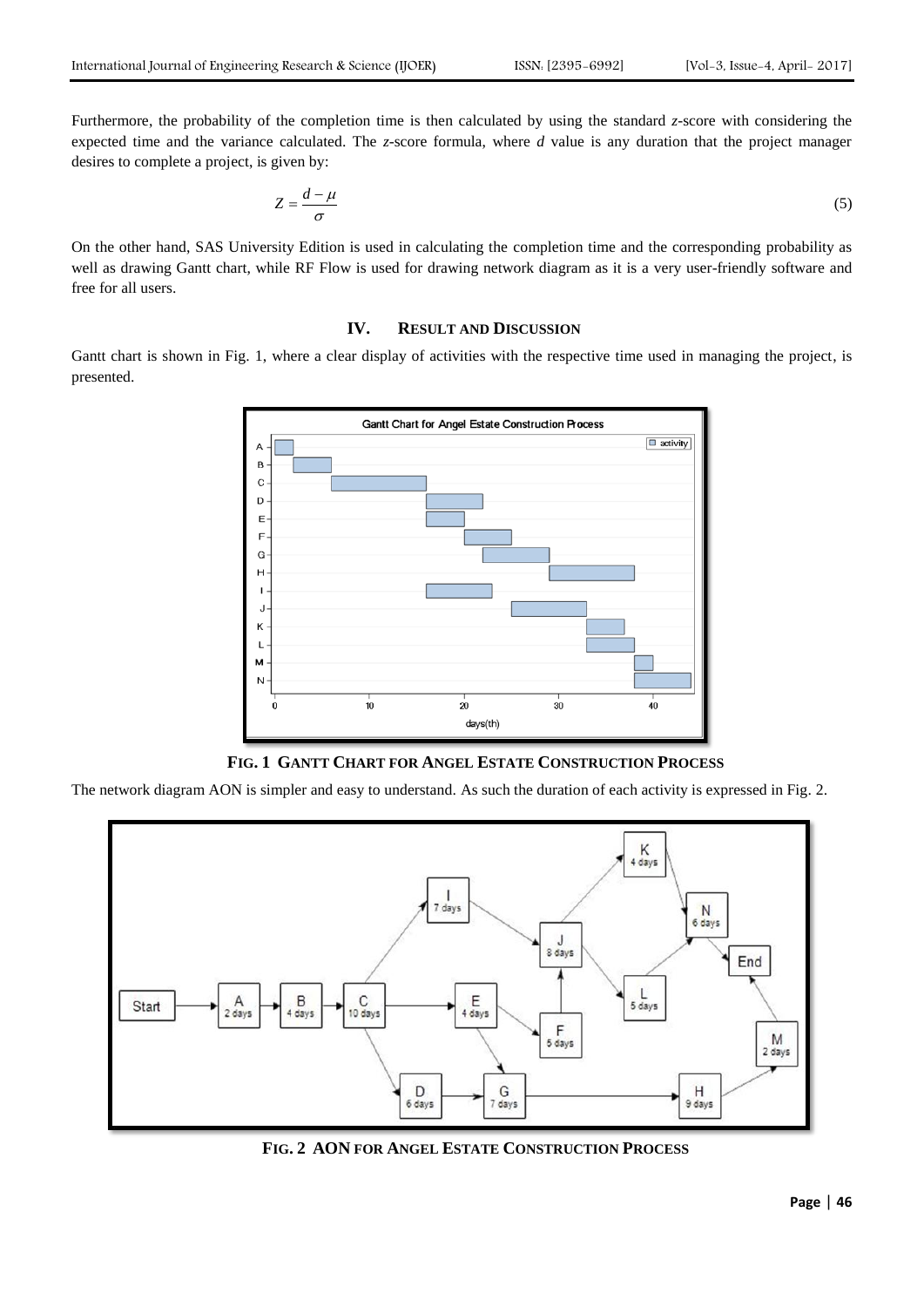Furthermore, the probability of the completion time is then calculated by using the standard *z*-score with considering the expected time and the variance calculated. The *z*-score formula, where *d* value is any duration that the project manager desires to complete a project, is given by:

$$Z = \frac{d - \mu}{\sigma} \tag{5}$$

On the other hand, SAS University Edition is used in calculating the completion time and the corresponding probability as well as drawing Gantt chart, while RF Flow is used for drawing network diagram as it is a very user-friendly software and free for all users.

## IV. RESULT AND DISCUSSION

Gantt chart is shown in Fig. 1, where a clear display of activities with the respective time used in managing the project, is presented.

**FIG. 1 GANTT CHART FOR ANGEL ESTATE CONSTRUCTION PROCESS**

The network diagram AON is simpler and easy to understand. As such the duration of each activity is expressed in Fig. 2.

**FIG. 2 AON FOR ANGEL ESTATE CONSTRUCTION PROCESS**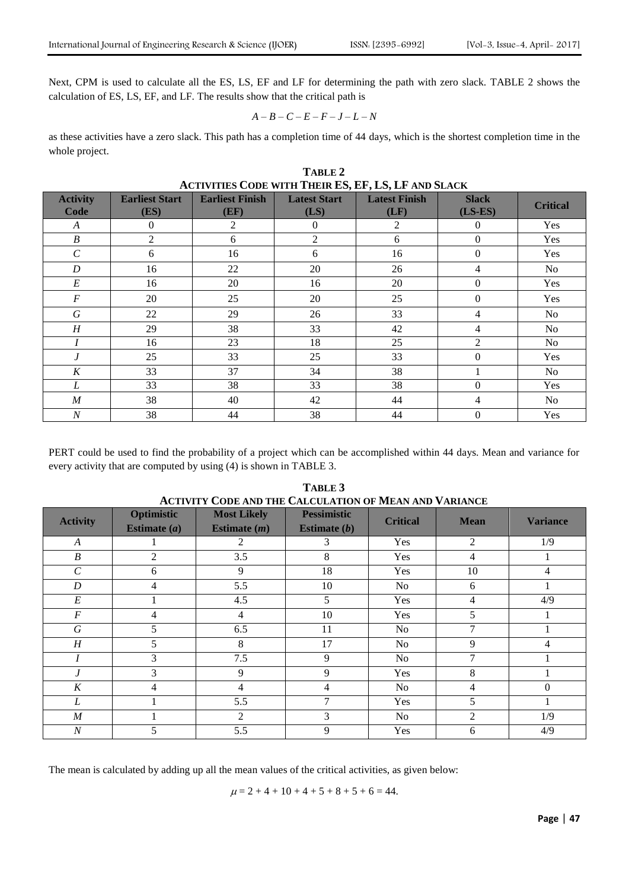Next, CPM is used to calculate all the ES, LS, EF and LF for determining the path with zero slack. TABLE 2 shows the calculation of ES, LS, EF, and LF. The results show that the critical path is

$$A - B - C - E - F - J - L - N$$

as these activities have a zero slack. This path has a completion time of 44 days, which is the shortest completion time in the whole project.

**TABLE 2**
**ACTIVITIES CODE WITH THEIR ES, EF, LS, LF AND SLACK**

| Activity Code | Earliest Start (ES) | Earliest Finish (EF) | Latest Start (LS) | Latest Finish (LF) | Slack (LS-ES) | Critical |
|---|---|---|---|---|---|---|
| *A* | 0 | 2 | 0 | 2 | 0 | Yes |
| *B* | 2 | 6 | 2 | 6 | 0 | Yes |
| *C* | 6 | 16 | 6 | 16 | 0 | Yes |
| *D* | 16 | 22 | 20 | 26 | 4 | No |
| *E* | 16 | 20 | 16 | 20 | 0 | Yes |
| *F* | 20 | 25 | 20 | 25 | 0 | Yes |
| *G* | 22 | 29 | 26 | 33 | 4 | No |
| *H* | 29 | 38 | 33 | 42 | 4 | No |
| *I* | 16 | 23 | 18 | 25 | 2 | No |
| *J* | 25 | 33 | 25 | 33 | 0 | Yes |
| *K* | 33 | 37 | 34 | 38 | 1 | No |
| *L* | 33 | 38 | 33 | 38 | 0 | Yes |
| *M* | 38 | 40 | 42 | 44 | 4 | No |
| *N* | 38 | 44 | 38 | 44 | 0 | Yes |

PERT could be used to find the probability of a project which can be accomplished within 44 days. Mean and variance for every activity that are computed by using (4) is shown in TABLE 3.

**TABLE 3**
**ACTIVITY CODE AND THE CALCULATION OF MEAN AND VARIANCE**

| Activity | Optimistic Estimate ($a$) | Most Likely Estimate ($m$) | Pessimistic Estimate ($b$) | Critical | Mean | Variance |
|---|---|---|---|---|---|---|
| *A* | 1 | 2 | 3 | Yes | 2 | 1/9 |
| *B* | 2 | 3.5 | 8 | Yes | 4 | 1 |
| *C* | 6 | 9 | 18 | Yes | 10 | 4 |
| *D* | 4 | 5.5 | 10 | No | 6 | 1 |
| *E* | 1 | 4.5 | 5 | Yes | 4 | 4/9 |
| *F* | 4 | 4 | 10 | Yes | 5 | 1 |
| *G* | 5 | 6.5 | 11 | No | 7 | 1 |
| *H* | 5 | 8 | 17 | No | 9 | 4 |
| *I* | 3 | 7.5 | 9 | No | 7 | 1 |
| *J* | 3 | 9 | 9 | Yes | 8 | 1 |
| *K* | 4 | 4 | 4 | No | 4 | 0 |
| *L* | 1 | 5.5 | 7 | Yes | 5 | 1 |
| *M* | 1 | 2 | 3 | No | 2 | 1/9 |
| *N* | 5 | 5.5 | 9 | Yes | 6 | 4/9 |

The mean is calculated by adding up all the mean values of the critical activities, as given below:

$$\mu = 2 + 4 + 10 + 4 + 5 + 8 + 5 + 6 = 44.$$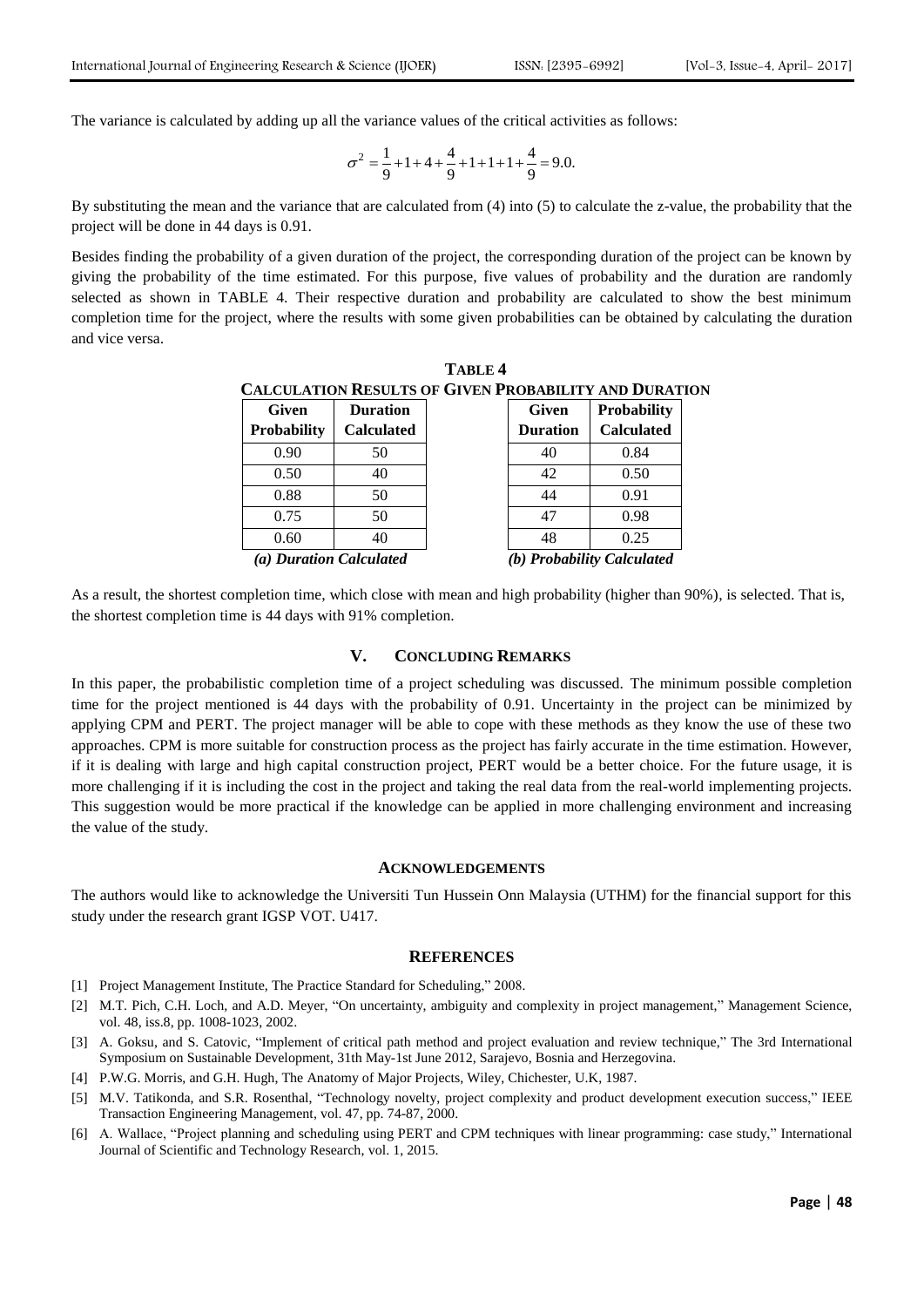The variance is calculated by adding up all the variance values of the critical activities as follows:

$$\sigma^2 = \frac{1}{9} + 1 + 4 + \frac{4}{9} + 1 + 1 + 1 + \frac{4}{9} = 9.0.$$

By substituting the mean and the variance that are calculated from (4) into (5) to calculate the z-value, the probability that the project will be done in 44 days is 0.91.

Besides finding the probability of a given duration of the project, the corresponding duration of the project can be known by giving the probability of the time estimated. For this purpose, five values of probability and the duration are randomly selected as shown in TABLE 4. Their respective duration and probability are calculated to show the best minimum completion time for the project, where the results with some given probabilities can be obtained by calculating the duration and vice versa.

**TABLE 4**
**CALCULATION RESULTS OF GIVEN PROBABILITY AND DURATION**

| Given Probability | Duration Calculated |
|---|---|
| 0.90 | 50 |
| 0.50 | 40 |
| 0.88 | 50 |
| 0.75 | 50 |
| 0.60 | 40 |

*(a) Duration Calculated*

| Given Duration | Probability Calculated |
|---|---|
| 40 | 0.84 |
| 42 | 0.50 |
| 44 | 0.91 |
| 47 | 0.98 |
| 48 | 0.25 |

*(b) Probability Calculated*

As a result, the shortest completion time, which close with mean and high probability (higher than 90%), is selected. That is, the shortest completion time is 44 days with 91% completion.

## V. CONCLUDING REMARKS

In this paper, the probabilistic completion time of a project scheduling was discussed. The minimum possible completion time for the project mentioned is 44 days with the probability of 0.91. Uncertainty in the project can be minimized by applying CPM and PERT. The project manager will be able to cope with these methods as they know the use of these two approaches. CPM is more suitable for construction process as the project has fairly accurate in the time estimation. However, if it is dealing with large and high capital construction project, PERT would be a better choice. For the future usage, it is more challenging if it is including the cost in the project and taking the real data from the real-world implementing projects. This suggestion would be more practical if the knowledge can be applied in more challenging environment and increasing the value of the study.

## ACKNOWLEDGEMENTS

The authors would like to acknowledge the Universiti Tun Hussein Onn Malaysia (UTHM) for the financial support for this study under the research grant IGSP VOT. U417.

## REFERENCES

[1] Project Management Institute, The Practice Standard for Scheduling," 2008.

[2] M.T. Pich, C.H. Loch, and A.D. Meyer, "On uncertainty, ambiguity and complexity in project management," Management Science, vol. 48, iss.8, pp. 1008-1023, 2002.

[3] A. Goksu, and S. Catovic, "Implement of critical path method and project evaluation and review technique," The 3rd International Symposium on Sustainable Development, 31th May-1st June 2012, Sarajevo, Bosnia and Herzegovina.

[4] P.W.G. Morris, and G.H. Hugh, The Anatomy of Major Projects, Wiley, Chichester, U.K, 1987.

[5] M.V. Tatikonda, and S.R. Rosenthal, "Technology novelty, project complexity and product development execution success," IEEE Transaction Engineering Management, vol. 47, pp. 74-87, 2000.

[6] A. Wallace, "Project planning and scheduling using PERT and CPM techniques with linear programming: case study," International Journal of Scientific and Technology Research, vol. 1, 2015.